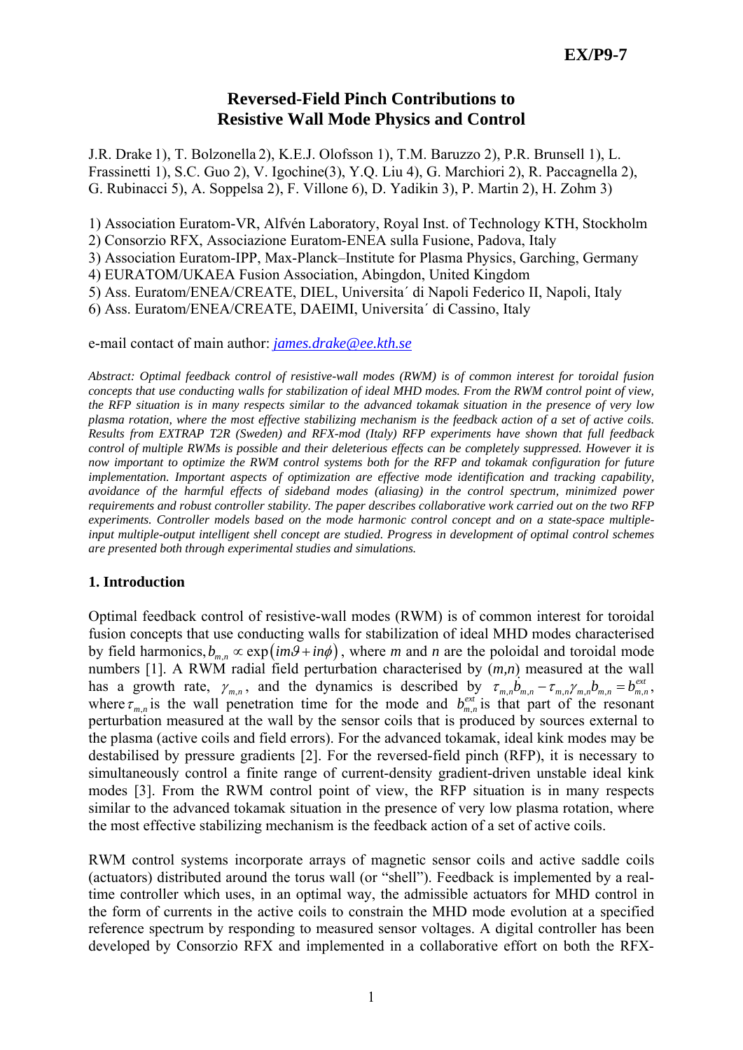# Reversed-Field Pinch Contributions to Resistive Wall Mode Physics and Control

J.R. Drake 1), T. Bolzonella 2), K.E.J. Olofsson 1), T.M. Baruzzo 2), P.R. Brunsell 1), L. Frassinetti 1), S.C. Guo 2), V. Igochine(3), Y.Q. Liu 4), G. Marchiori 2), R. Paccagnella 2), G. Rubinacci 5), A. Soppelsa 2), F. Villone 6), D. Yadikin 3), P. Martin 2), H. Zohm 3)

1) Association Euratom-VR, Alfvén Laboratory, Royal Inst. of Technology KTH, Stockholm
2) Consorzio RFX, Associazione Euratom-ENEA sulla Fusione, Padova, Italy
3) Association Euratom-IPP, Max-Planck–Institute for Plasma Physics, Garching, Germany
4) EURATOM/UKAEA Fusion Association, Abingdon, United Kingdom
5) Ass. Euratom/ENEA/CREATE, DIEL, Universita´ di Napoli Federico II, Napoli, Italy
6) Ass. Euratom/ENEA/CREATE, DAEIMI, Universita´ di Cassino, Italy

e-mail contact of main author: *james.drake@ee.kth.se*

*Abstract: Optimal feedback control of resistive-wall modes (RWM) is of common interest for toroidal fusion concepts that use conducting walls for stabilization of ideal MHD modes. From the RWM control point of view, the RFP situation is in many respects similar to the advanced tokamak situation in the presence of very low plasma rotation, where the most effective stabilizing mechanism is the feedback action of a set of active coils. Results from EXTRAP T2R (Sweden) and RFX-mod (Italy) RFP experiments have shown that full feedback control of multiple RWMs is possible and their deleterious effects can be completely suppressed. However it is now important to optimize the RWM control systems both for the RFP and tokamak configuration for future implementation. Important aspects of optimization are effective mode identification and tracking capability, avoidance of the harmful effects of sideband modes (aliasing) in the control spectrum, minimized power requirements and robust controller stability. The paper describes collaborative work carried out on the two RFP experiments. Controller models based on the mode harmonic control concept and on a state-space multiple-input multiple-output intelligent shell concept are studied. Progress in development of optimal control schemes are presented both through experimental studies and simulations.*

## 1. Introduction

Optimal feedback control of resistive-wall modes (RWM) is of common interest for toroidal fusion concepts that use conducting walls for stabilization of ideal MHD modes characterised by field harmonics, $b_{m,n} \propto \exp(im\vartheta + in\phi)$, where $m$ and $n$ are the poloidal and toroidal mode numbers [1]. A RWM radial field perturbation characterised by ($m$,$n$) measured at the wall has a growth rate, $\gamma_{m,n}$, and the dynamics is described by $\tau_{m,n}\dot{b}_{m,n} - \tau_{m,n}\gamma_{m,n}b_{m,n} = b_{m,n}^{ext}$, where $\tau_{m,n}$ is the wall penetration time for the mode and $b_{m,n}^{ext}$ is that part of the resonant perturbation measured at the wall by the sensor coils that is produced by sources external to the plasma (active coils and field errors). For the advanced tokamak, ideal kink modes may be destabilised by pressure gradients [2]. For the reversed-field pinch (RFP), it is necessary to simultaneously control a finite range of current-density gradient-driven unstable ideal kink modes [3]. From the RWM control point of view, the RFP situation is in many respects similar to the advanced tokamak situation in the presence of very low plasma rotation, where the most effective stabilizing mechanism is the feedback action of a set of active coils.

RWM control systems incorporate arrays of magnetic sensor coils and active saddle coils (actuators) distributed around the torus wall (or "shell"). Feedback is implemented by a real-time controller which uses, in an optimal way, the admissible actuators for MHD control in the form of currents in the active coils to constrain the MHD mode evolution at a specified reference spectrum by responding to measured sensor voltages. A digital controller has been developed by Consorzio RFX and implemented in a collaborative effort on both the RFX-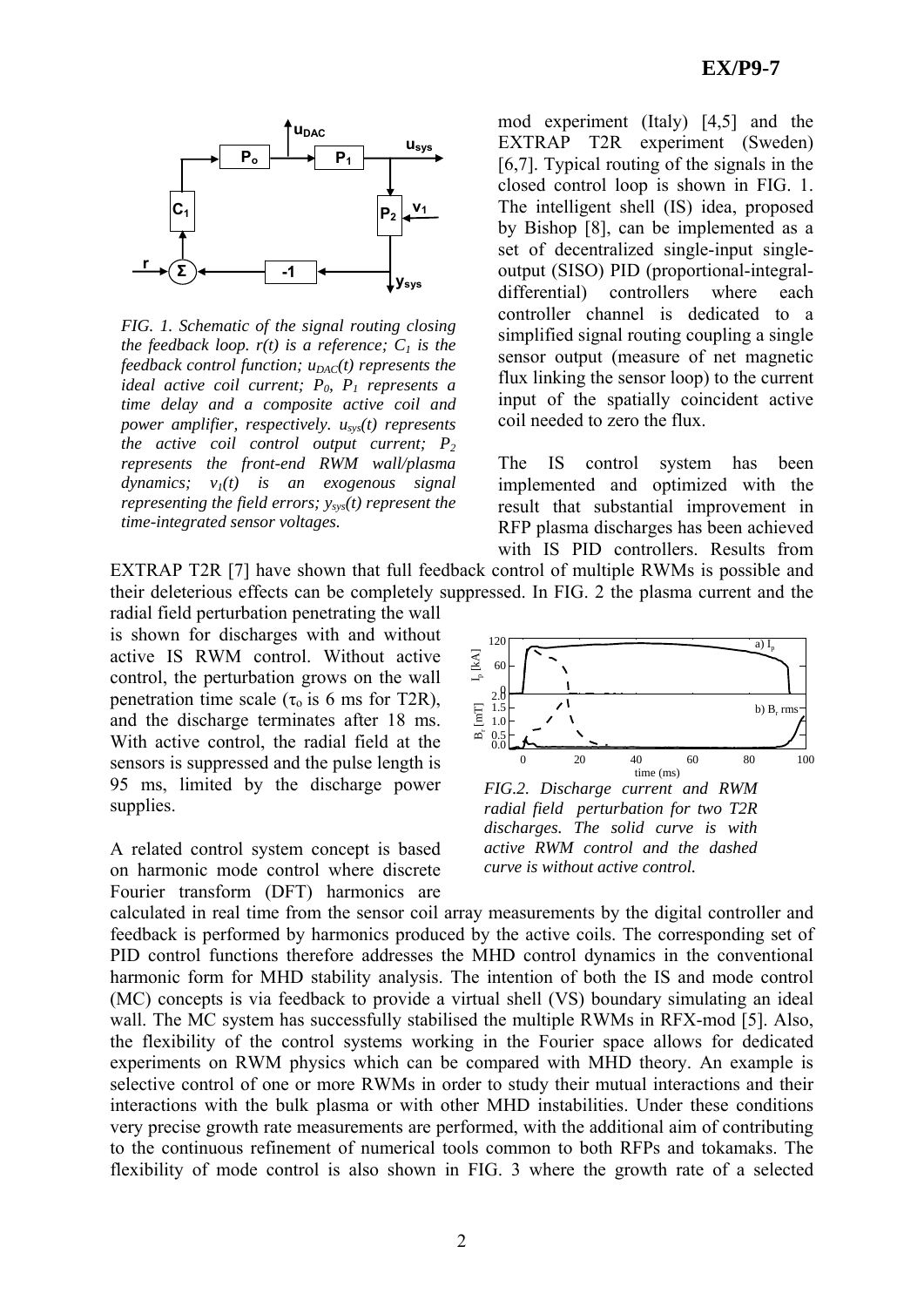*FIG. 1. Schematic of the signal routing closing the feedback loop. $r(t)$ is a reference; $C_1$ is the feedback control function; $u_{DAC}(t)$ represents the ideal active coil current; $P_0$, $P_1$ represents a time delay and a composite active coil and power amplifier, respectively. $u_{sys}(t)$ represents the active coil control output current; $P_2$ represents the front-end RWM wall/plasma dynamics; $v_1(t)$ is an exogenous signal representing the field errors; $y_{sys}(t)$ represent the time-integrated sensor voltages.*

mod experiment (Italy) [4,5] and the EXTRAP T2R experiment (Sweden) [6,7]. Typical routing of the signals in the closed control loop is shown in FIG. 1. The intelligent shell (IS) idea, proposed by Bishop [8], can be implemented as a set of decentralized single-input single-output (SISO) PID (proportional-integral-differential) controllers where each controller channel is dedicated to a simplified signal routing coupling a single sensor output (measure of net magnetic flux linking the sensor loop) to the current input of the spatially coincident active coil needed to zero the flux.

The IS control system has been implemented and optimized with the result that substantial improvement in RFP plasma discharges has been achieved with IS PID controllers. Results from EXTRAP T2R [7] have shown that full feedback control of multiple RWMs is possible and their deleterious effects can be completely suppressed. In FIG. 2 the plasma current and the radial field perturbation penetrating the wall is shown for discharges with and without active IS RWM control. Without active control, the perturbation grows on the wall penetration time scale ($\tau_o$ is 6 ms for T2R), and the discharge terminates after 18 ms. With active control, the radial field at the sensors is suppressed and the pulse length is 95 ms, limited by the discharge power supplies.

*FIG.2. Discharge current and RWM radial field perturbation for two T2R discharges. The solid curve is with active RWM control and the dashed curve is without active control.*

A related control system concept is based on harmonic mode control where discrete Fourier transform (DFT) harmonics are calculated in real time from the sensor coil array measurements by the digital controller and feedback is performed by harmonics produced by the active coils. The corresponding set of PID control functions therefore addresses the MHD control dynamics in the conventional harmonic form for MHD stability analysis. The intention of both the IS and mode control (MC) concepts is via feedback to provide a virtual shell (VS) boundary simulating an ideal wall. The MC system has successfully stabilised the multiple RWMs in RFX-mod [5]. Also, the flexibility of the control systems working in the Fourier space allows for dedicated experiments on RWM physics which can be compared with MHD theory. An example is selective control of one or more RWMs in order to study their mutual interactions and their interactions with the bulk plasma or with other MHD instabilities. Under these conditions very precise growth rate measurements are performed, with the additional aim of contributing to the continuous refinement of numerical tools common to both RFPs and tokamaks. The flexibility of mode control is also shown in FIG. 3 where the growth rate of a selected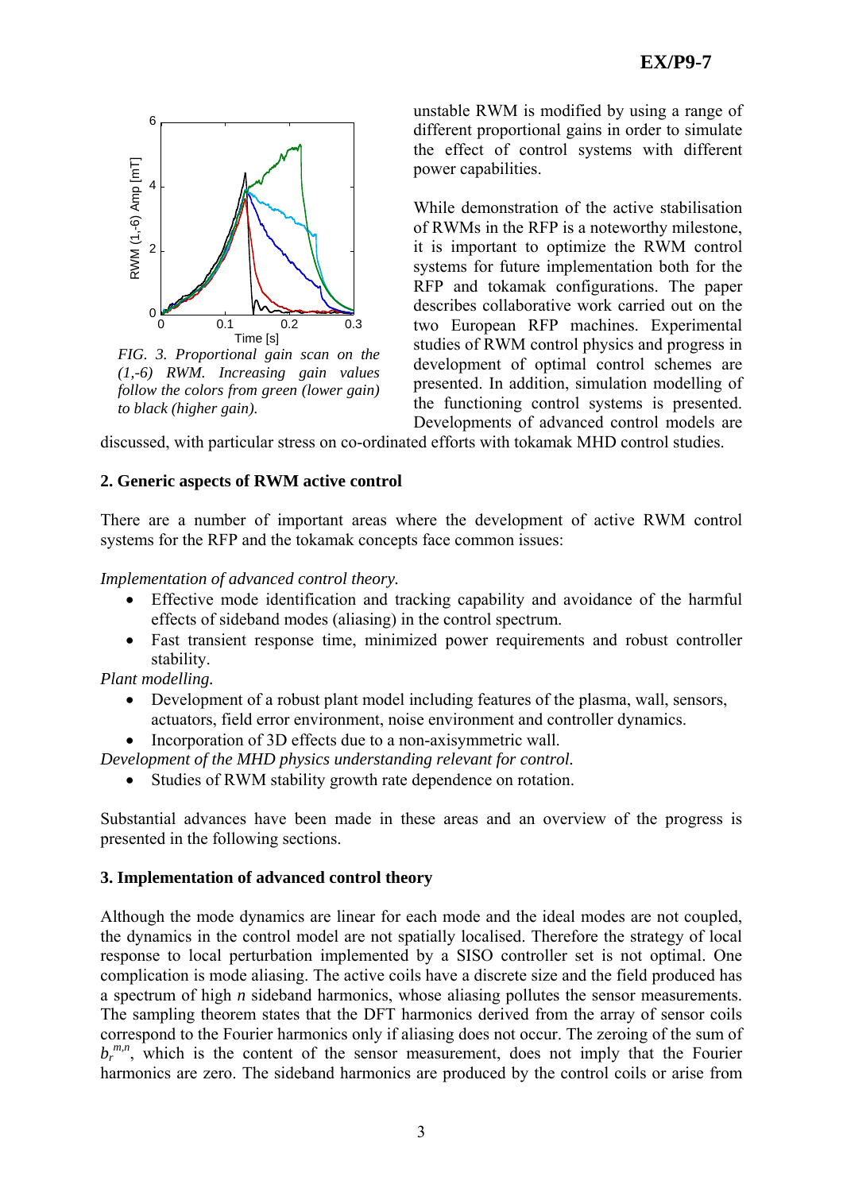FIG. 3. *Proportional gain scan on the (1,-6) RWM. Increasing gain values follow the colors from green (lower gain) to black (higher gain).*

unstable RWM is modified by using a range of different proportional gains in order to simulate the effect of control systems with different power capabilities.

While demonstration of the active stabilisation of RWMs in the RFP is a noteworthy milestone, it is important to optimize the RWM control systems for future implementation both for the RFP and tokamak configurations. The paper describes collaborative work carried out on the two European RFP machines. Experimental studies of RWM control physics and progress in development of optimal control schemes are presented. In addition, simulation modelling of the functioning control systems is presented. Developments of advanced control models are discussed, with particular stress on co-ordinated efforts with tokamak MHD control studies.

## 2. Generic aspects of RWM active control

There are a number of important areas where the development of active RWM control systems for the RFP and the tokamak concepts face common issues:

*Implementation of advanced control theory.*

- Effective mode identification and tracking capability and avoidance of the harmful effects of sideband modes (aliasing) in the control spectrum.
- Fast transient response time, minimized power requirements and robust controller stability.

*Plant modelling.*

- Development of a robust plant model including features of the plasma, wall, sensors, actuators, field error environment, noise environment and controller dynamics.
- Incorporation of 3D effects due to a non-axisymmetric wall.

*Development of the MHD physics understanding relevant for control.*

- Studies of RWM stability growth rate dependence on rotation.

Substantial advances have been made in these areas and an overview of the progress is presented in the following sections.

## 3. Implementation of advanced control theory

Although the mode dynamics are linear for each mode and the ideal modes are not coupled, the dynamics in the control model are not spatially localised. Therefore the strategy of local response to local perturbation implemented by a SISO controller set is not optimal. One complication is mode aliasing. The active coils have a discrete size and the field produced has a spectrum of high *n* sideband harmonics, whose aliasing pollutes the sensor measurements. The sampling theorem states that the DFT harmonics derived from the array of sensor coils correspond to the Fourier harmonics only if aliasing does not occur. The zeroing of the sum of $b_r^{m,n}$, which is the content of the sensor measurement, does not imply that the Fourier harmonics are zero. The sideband harmonics are produced by the control coils or arise from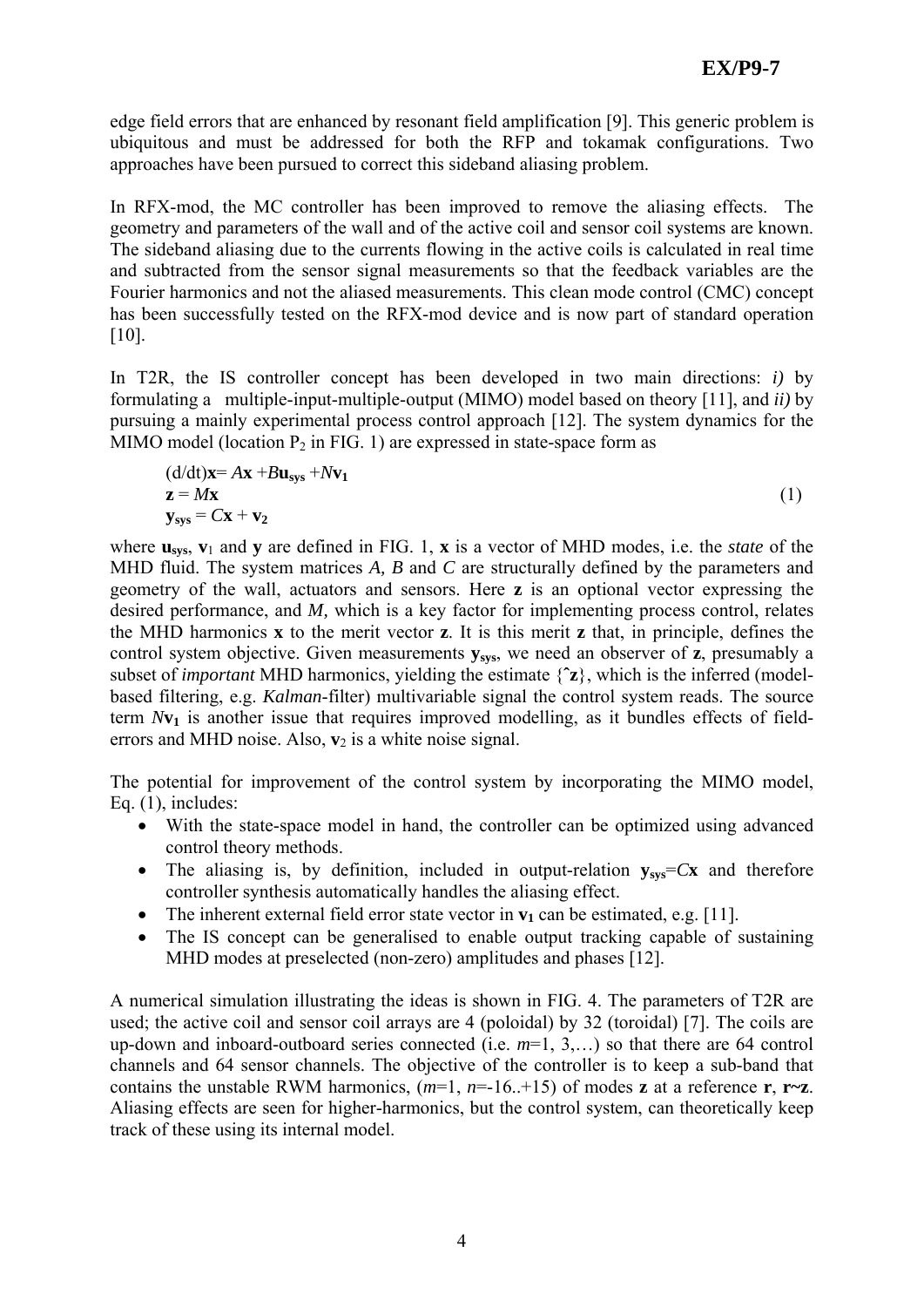edge field errors that are enhanced by resonant field amplification [9]. This generic problem is ubiquitous and must be addressed for both the RFP and tokamak configurations. Two approaches have been pursued to correct this sideband aliasing problem.

In RFX-mod, the MC controller has been improved to remove the aliasing effects. The geometry and parameters of the wall and of the active coil and sensor coil systems are known. The sideband aliasing due to the currents flowing in the active coils is calculated in real time and subtracted from the sensor signal measurements so that the feedback variables are the Fourier harmonics and not the aliased measurements. This clean mode control (CMC) concept has been successfully tested on the RFX-mod device and is now part of standard operation [10].

In T2R, the IS controller concept has been developed in two main directions: *i)* by formulating a multiple-input-multiple-output (MIMO) model based on theory [11], and *ii)* by pursuing a mainly experimental process control approach [12]. The system dynamics for the MIMO model (location $P_2$ in FIG. 1) are expressed in state-space form as

$$
\begin{aligned}
(d/dt)\mathbf{x} &= A\mathbf{x} + B\mathbf{u}_{\mathbf{sys}} + N\mathbf{v}_{\mathbf{1}} \\
\mathbf{z} &= M\mathbf{x} \\
\mathbf{y}_{\mathbf{sys}} &= C\mathbf{x} + \mathbf{v}_{\mathbf{2}}
\end{aligned}
\tag{1}
$$

where $\mathbf{u}_{\mathbf{sys}}$, $\mathbf{v}_1$ and $\mathbf{y}$ are defined in FIG. 1, $\mathbf{x}$ is a vector of MHD modes, i.e. the *state* of the MHD fluid. The system matrices *A, B* and *C* are structurally defined by the parameters and geometry of the wall, actuators and sensors. Here $\mathbf{z}$ is an optional vector expressing the desired performance, and *M,* which is a key factor for implementing process control, relates the MHD harmonics $\mathbf{x}$ to the merit vector $\mathbf{z}$. It is this merit $\mathbf{z}$ that, in principle, defines the control system objective. Given measurements $\mathbf{y}_{\mathbf{sys}}$, we need an observer of $\mathbf{z}$, presumably a subset of *important* MHD harmonics, yielding the estimate $\{\hat{\mathbf{z}}\}$, which is the inferred (model-based filtering, e.g. *Kalman*-filter) multivariable signal the control system reads. The source term $N\mathbf{v}_{\mathbf{1}}$ is another issue that requires improved modelling, as it bundles effects of field-errors and MHD noise. Also, $\mathbf{v}_2$ is a white noise signal.

The potential for improvement of the control system by incorporating the MIMO model, Eq. (1), includes:

- With the state-space model in hand, the controller can be optimized using advanced control theory methods.
- The aliasing is, by definition, included in output-relation $\mathbf{y}_{\mathbf{sys}}=C\mathbf{x}$ and therefore controller synthesis automatically handles the aliasing effect.
- The inherent external field error state vector in $\mathbf{v}_{\mathbf{1}}$ can be estimated, e.g. [11].
- The IS concept can be generalised to enable output tracking capable of sustaining MHD modes at preselected (non-zero) amplitudes and phases [12].

A numerical simulation illustrating the ideas is shown in FIG. 4. The parameters of T2R are used; the active coil and sensor coil arrays are 4 (poloidal) by 32 (toroidal) [7]. The coils are up-down and inboard-outboard series connected (i.e. $m$=1, 3,…) so that there are 64 control channels and 64 sensor channels. The objective of the controller is to keep a sub-band that contains the unstable RWM harmonics, ($m$=1, $n$=-16..+15) of modes $\mathbf{z}$ at a reference $\mathbf{r}$, $\mathbf{r}$~$\mathbf{z}$. Aliasing effects are seen for higher-harmonics, but the control system, can theoretically keep track of these using its internal model.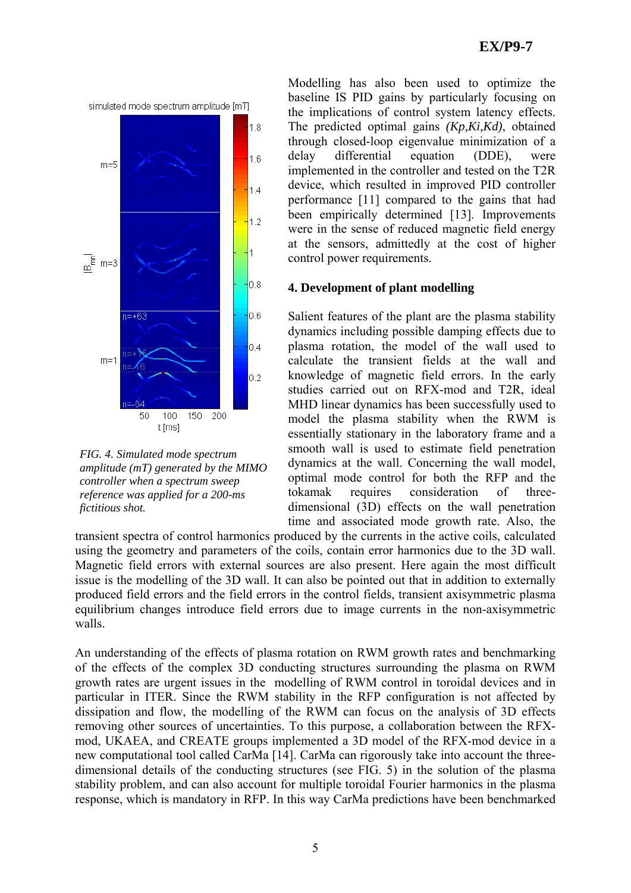FIG. 4. *Simulated mode spectrum amplitude (mT) generated by the MIMO controller when a spectrum sweep reference was applied for a 200-ms fictitious shot.*

Modelling has also been used to optimize the baseline IS PID gains by particularly focusing on the implications of control system latency effects. The predicted optimal gains *(Kp,Ki,Kd)*, obtained through closed-loop eigenvalue minimization of a delay differential equation (DDE), were implemented in the controller and tested on the T2R device, which resulted in improved PID controller performance [11] compared to the gains that had been empirically determined [13]. Improvements were in the sense of reduced magnetic field energy at the sensors, admittedly at the cost of higher control power requirements.

## 4. Development of plant modelling

Salient features of the plant are the plasma stability dynamics including possible damping effects due to plasma rotation, the model of the wall used to calculate the transient fields at the wall and knowledge of magnetic field errors. In the early studies carried out on RFX-mod and T2R, ideal MHD linear dynamics has been successfully used to model the plasma stability when the RWM is essentially stationary in the laboratory frame and a smooth wall is used to estimate field penetration dynamics at the wall. Concerning the wall model, optimal mode control for both the RFP and the tokamak requires consideration of three-dimensional (3D) effects on the wall penetration time and associated mode growth rate. Also, the transient spectra of control harmonics produced by the currents in the active coils, calculated using the geometry and parameters of the coils, contain error harmonics due to the 3D wall. Magnetic field errors with external sources are also present. Here again the most difficult issue is the modelling of the 3D wall. It can also be pointed out that in addition to externally produced field errors and the field errors in the control fields, transient axisymmetric plasma equilibrium changes introduce field errors due to image currents in the non-axisymmetric walls.

An understanding of the effects of plasma rotation on RWM growth rates and benchmarking of the effects of the complex 3D conducting structures surrounding the plasma on RWM growth rates are urgent issues in the modelling of RWM control in toroidal devices and in particular in ITER. Since the RWM stability in the RFP configuration is not affected by dissipation and flow, the modelling of the RWM can focus on the analysis of 3D effects removing other sources of uncertainties. To this purpose, a collaboration between the RFX-mod, UKAEA, and CREATE groups implemented a 3D model of the RFX-mod device in a new computational tool called CarMa [14]. CarMa can rigorously take into account the three-dimensional details of the conducting structures (see FIG. 5) in the solution of the plasma stability problem, and can also account for multiple toroidal Fourier harmonics in the plasma response, which is mandatory in RFP. In this way CarMa predictions have been benchmarked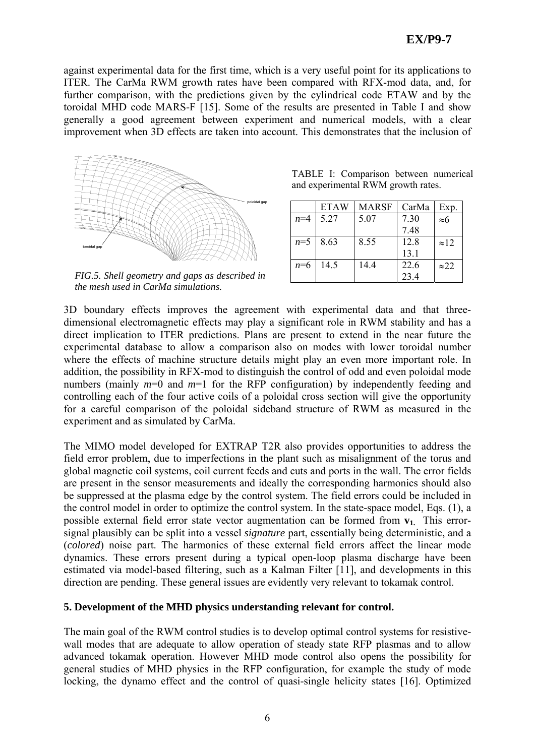against experimental data for the first time, which is a very useful point for its applications to ITER. The CarMa RWM growth rates have been compared with RFX-mod data, and, for further comparison, with the predictions given by the cylindrical code ETAW and by the toroidal MHD code MARS-F [15]. Some of the results are presented in Table I and show generally a good agreement between experiment and numerical models, with a clear improvement when 3D effects are taken into account. This demonstrates that the inclusion of 3D boundary effects improves the agreement with experimental data and that three-dimensional electromagnetic effects may play a significant role in RWM stability and has a direct implication to ITER predictions. Plans are present to extend in the near future the experimental database to allow a comparison also on modes with lower toroidal number where the effects of machine structure details might play an even more important role. In addition, the possibility in RFX-mod to distinguish the control of odd and even poloidal mode numbers (mainly $m$=0 and $m$=1 for the RFP configuration) by independently feeding and controlling each of the four active coils of a poloidal cross section will give the opportunity for a careful comparison of the poloidal sideband structure of RWM as measured in the experiment and as simulated by CarMa.

*FIG.5. Shell geometry and gaps as described in the mesh used in CarMa simulations.*

TABLE I: Comparison between numerical and experimental RWM growth rates.

| | ETAW | MARSF | CarMa | Exp. |
|---|---|---|---|---|
| $n$=4 | 5.27 | 5.07 | 7.30 7.48 | ≈6 |
| $n$=5 | 8.63 | 8.55 | 12.8 13.1 | ≈12 |
| $n$=6 | 14.5 | 14.4 | 22.6 23.4 | ≈22 |

The MIMO model developed for EXTRAP T2R also provides opportunities to address the field error problem, due to imperfections in the plant such as misalignment of the torus and global magnetic coil systems, coil current feeds and cuts and ports in the wall. The error fields are present in the sensor measurements and ideally the corresponding harmonics should also be suppressed at the plasma edge by the control system. The field errors could be included in the control model in order to optimize the control system. In the state-space model, Eqs. (1), a possible external field error state vector augmentation can be formed from $\mathbf{v}_1$. This error-signal plausibly can be split into a vessel *signature* part, essentially being deterministic, and a (*colored*) noise part. The harmonics of these external field errors affect the linear mode dynamics. These errors present during a typical open-loop plasma discharge have been estimated via model-based filtering, such as a Kalman Filter [11], and developments in this direction are pending. These general issues are evidently very relevant to tokamak control.

**5. Development of the MHD physics understanding relevant for control.**

The main goal of the RWM control studies is to develop optimal control systems for resistive-wall modes that are adequate to allow operation of steady state RFP plasmas and to allow advanced tokamak operation. However MHD mode control also opens the possibility for general studies of MHD physics in the RFP configuration, for example the study of mode locking, the dynamo effect and the control of quasi-single helicity states [16]. Optimized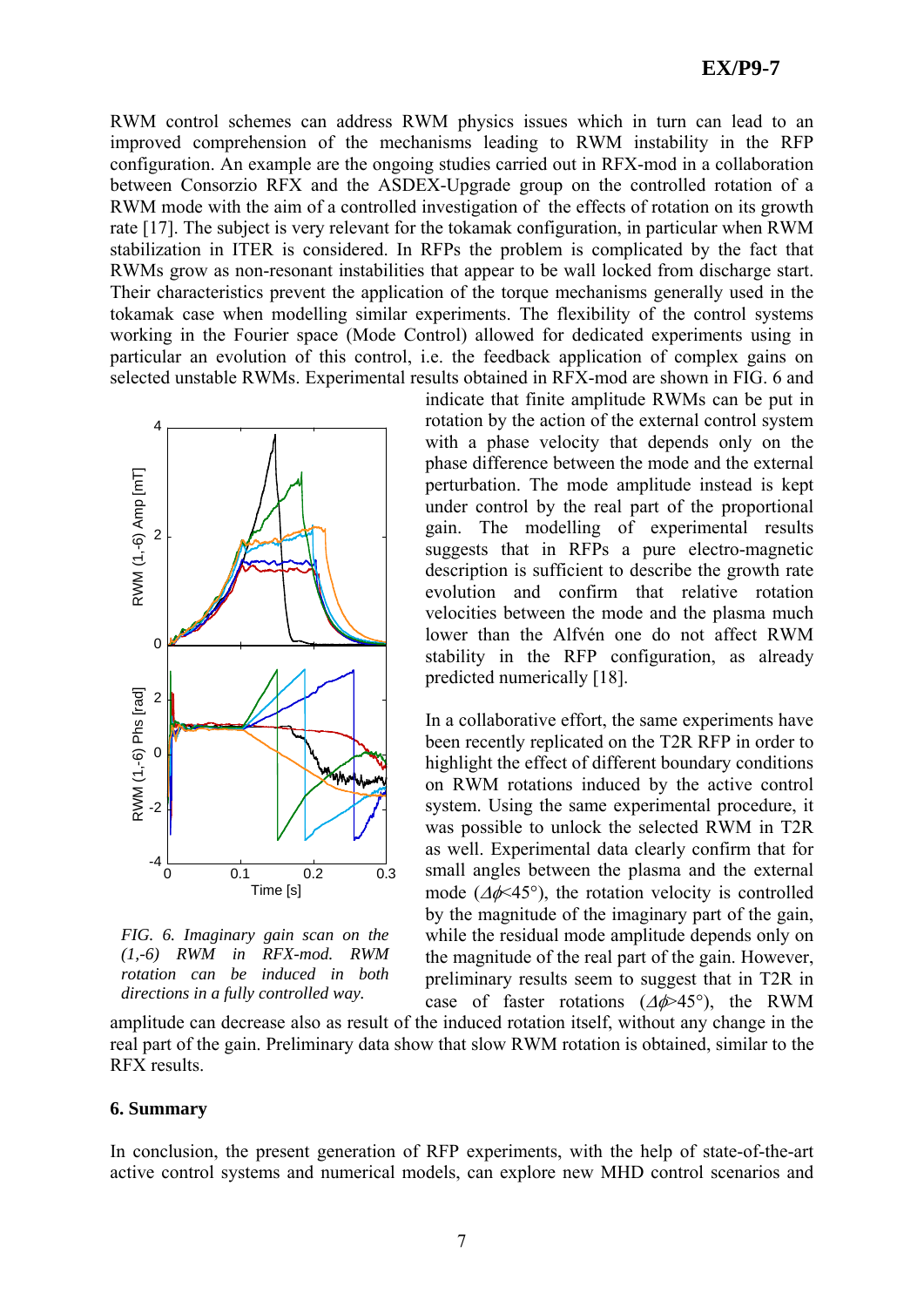RWM control schemes can address RWM physics issues which in turn can lead to an improved comprehension of the mechanisms leading to RWM instability in the RFP configuration. An example are the ongoing studies carried out in RFX-mod in a collaboration between Consorzio RFX and the ASDEX-Upgrade group on the controlled rotation of a RWM mode with the aim of a controlled investigation of the effects of rotation on its growth rate [17]. The subject is very relevant for the tokamak configuration, in particular when RWM stabilization in ITER is considered. In RFPs the problem is complicated by the fact that RWMs grow as non-resonant instabilities that appear to be wall locked from discharge start. Their characteristics prevent the application of the torque mechanisms generally used in the tokamak case when modelling similar experiments. The flexibility of the control systems working in the Fourier space (Mode Control) allowed for dedicated experiments using in particular an evolution of this control, i.e. the feedback application of complex gains on selected unstable RWMs. Experimental results obtained in RFX-mod are shown in FIG. 6 and indicate that finite amplitude RWMs can be put in rotation by the action of the external control system with a phase velocity that depends only on the phase difference between the mode and the external perturbation. The mode amplitude instead is kept under control by the real part of the proportional gain. The modelling of experimental results suggests that in RFPs a pure electro-magnetic description is sufficient to describe the growth rate evolution and confirm that relative rotation velocities between the mode and the plasma much lower than the Alfvén one do not affect RWM stability in the RFP configuration, as already predicted numerically [18].

*FIG. 6. Imaginary gain scan on the (1,-6) RWM in RFX-mod. RWM rotation can be induced in both directions in a fully controlled way.*

In a collaborative effort, the same experiments have been recently replicated on the T2R RFP in order to highlight the effect of different boundary conditions on RWM rotations induced by the active control system. Using the same experimental procedure, it was possible to unlock the selected RWM in T2R as well. Experimental data clearly confirm that for small angles between the plasma and the external mode ($\Delta\phi$<45°), the rotation velocity is controlled by the magnitude of the imaginary part of the gain, while the residual mode amplitude depends only on the magnitude of the real part of the gain. However, preliminary results seem to suggest that in T2R in case of faster rotations ($\Delta\phi$>45°), the RWM amplitude can decrease also as result of the induced rotation itself, without any change in the real part of the gain. Preliminary data show that slow RWM rotation is obtained, similar to the RFX results.

## 6. Summary

In conclusion, the present generation of RFP experiments, with the help of state-of-the-art active control systems and numerical models, can explore new MHD control scenarios and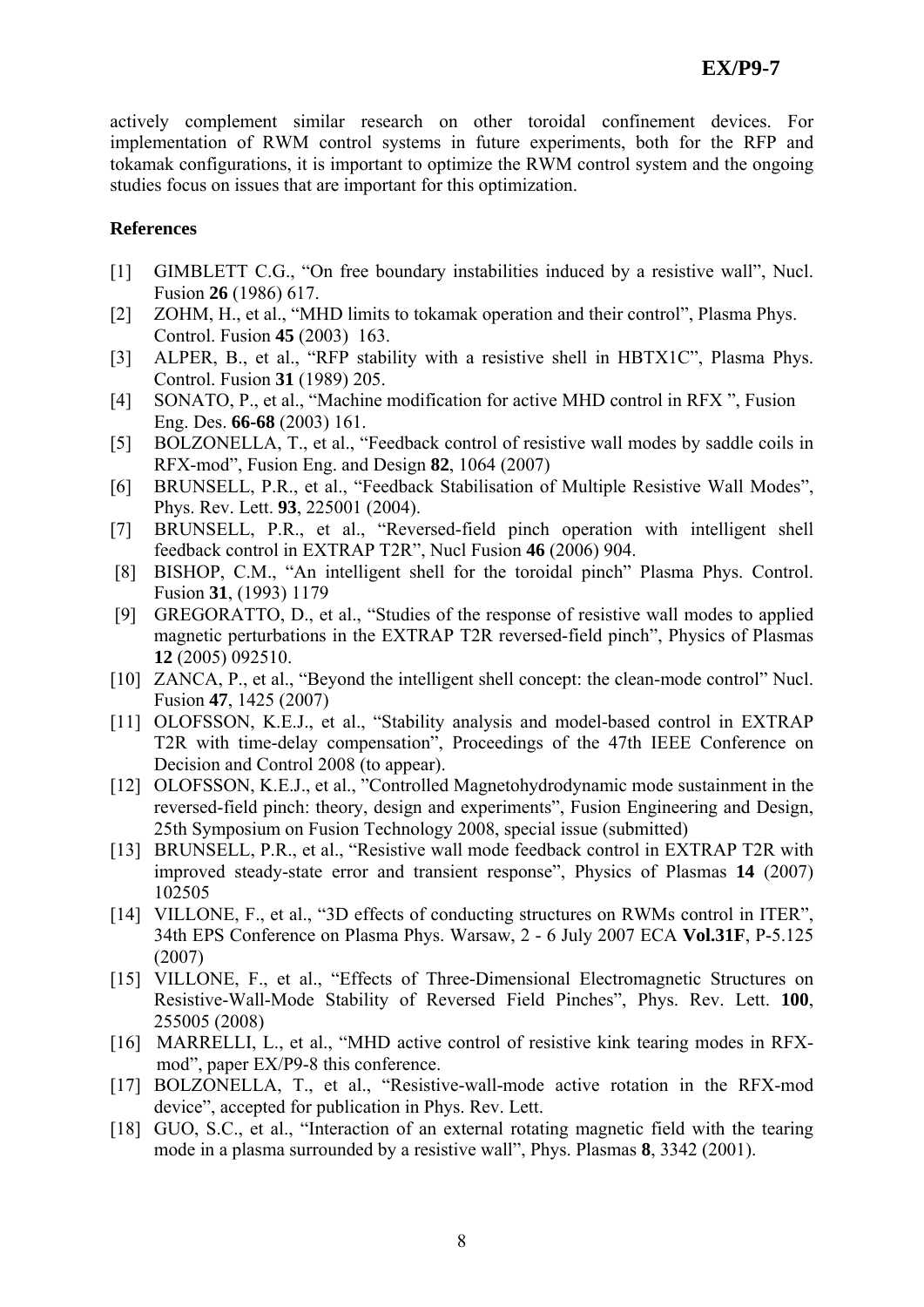actively complement similar research on other toroidal confinement devices. For implementation of RWM control systems in future experiments, both for the RFP and tokamak configurations, it is important to optimize the RWM control system and the ongoing studies focus on issues that are important for this optimization.

## References

[1] GIMBLETT C.G., "On free boundary instabilities induced by a resistive wall", Nucl. Fusion **26** (1986) 617.

[2] ZOHM, H., et al., "MHD limits to tokamak operation and their control", Plasma Phys. Control. Fusion **45** (2003) 163.

[3] ALPER, B., et al., "RFP stability with a resistive shell in HBTX1C", Plasma Phys. Control. Fusion **31** (1989) 205.

[4] SONATO, P., et al., "Machine modification for active MHD control in RFX ", Fusion Eng. Des. **66-68** (2003) 161.

[5] BOLZONELLA, T., et al., "Feedback control of resistive wall modes by saddle coils in RFX-mod", Fusion Eng. and Design **82**, 1064 (2007)

[6] BRUNSELL, P.R., et al., "Feedback Stabilisation of Multiple Resistive Wall Modes", Phys. Rev. Lett. **93**, 225001 (2004).

[7] BRUNSELL, P.R., et al., "Reversed-field pinch operation with intelligent shell feedback control in EXTRAP T2R", Nucl Fusion **46** (2006) 904.

[8] BISHOP, C.M., "An intelligent shell for the toroidal pinch" Plasma Phys. Control. Fusion **31**, (1993) 1179

[9] GREGORATTO, D., et al., "Studies of the response of resistive wall modes to applied magnetic perturbations in the EXTRAP T2R reversed-field pinch", Physics of Plasmas **12** (2005) 092510.

[10] ZANCA, P., et al., "Beyond the intelligent shell concept: the clean-mode control" Nucl. Fusion **47**, 1425 (2007)

[11] OLOFSSON, K.E.J., et al., "Stability analysis and model-based control in EXTRAP T2R with time-delay compensation", Proceedings of the 47th IEEE Conference on Decision and Control 2008 (to appear).

[12] OLOFSSON, K.E.J., et al., "Controlled Magnetohydrodynamic mode sustainment in the reversed-field pinch: theory, design and experiments", Fusion Engineering and Design, 25th Symposium on Fusion Technology 2008, special issue (submitted)

[13] BRUNSELL, P.R., et al., "Resistive wall mode feedback control in EXTRAP T2R with improved steady-state error and transient response", Physics of Plasmas **14** (2007) 102505

[14] VILLONE, F., et al., "3D effects of conducting structures on RWMs control in ITER", 34th EPS Conference on Plasma Phys. Warsaw, 2 - 6 July 2007 ECA **Vol.31F**, P-5.125 (2007)

[15] VILLONE, F., et al., "Effects of Three-Dimensional Electromagnetic Structures on Resistive-Wall-Mode Stability of Reversed Field Pinches", Phys. Rev. Lett. **100**, 255005 (2008)

[16] MARRELLI, L., et al., "MHD active control of resistive kink tearing modes in RFX-mod", paper EX/P9-8 this conference.

[17] BOLZONELLA, T., et al., "Resistive-wall-mode active rotation in the RFX-mod device", accepted for publication in Phys. Rev. Lett.

[18] GUO, S.C., et al., "Interaction of an external rotating magnetic field with the tearing mode in a plasma surrounded by a resistive wall", Phys. Plasmas **8**, 3342 (2001).